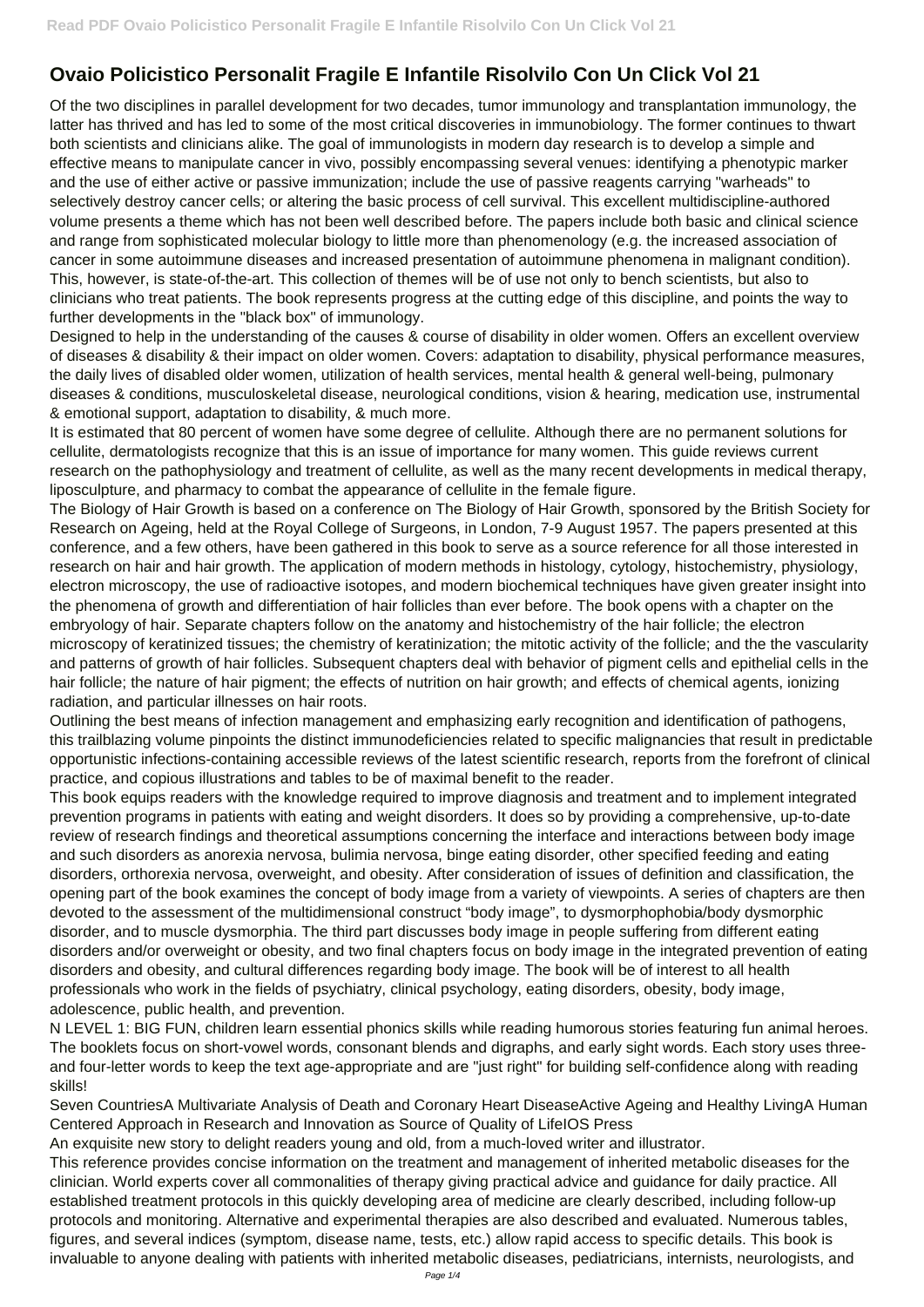# Ovaio Policistico Personalit Fragile E Infantile Risolvilo Con Un Click Vol 21

Of the two disciplines in parallel development for two decades, tumor immunology and transplantation immunology, the latter has thrived and has led to some of the most critical discoveries in immunobiology. The former continues to thwart both scientists and clinicians alike. The goal of immunologists in modern day research is to develop a simple and effective means to manipulate cancer in vivo, possibly encompassing several venues: identifying a phenotypic marker and the use of either active or passive immunization; include the use of passive reagents carrying "warheads" to selectively destroy cancer cells; or altering the basic process of cell survival. This excellent multidiscipline-authored volume presents a theme which has not been well described before. The papers include both basic and clinical science and range from sophisticated molecular biology to little more than phenomenology (e.g. the increased association of cancer in some autoimmune diseases and increased presentation of autoimmune phenomena in malignant condition). This, however, is state-of-the-art. This collection of themes will be of use not only to bench scientists, but also to clinicians who treat patients. The book represents progress at the cutting edge of this discipline, and points the way to further developments in the "black box" of immunology.

Designed to help in the understanding of the causes & course of disability in older women. Offers an excellent overview of diseases & disability & their impact on older women. Covers: adaptation to disability, physical performance measures, the daily lives of disabled older women, utilization of health services, mental health & general well-being, pulmonary diseases & conditions, musculoskeletal disease, neurological conditions, vision & hearing, medication use, instrumental & emotional support, adaptation to disability, & much more.

It is estimated that 80 percent of women have some degree of cellulite. Although there are no permanent solutions for cellulite, dermatologists recognize that this is an issue of importance for many women. This guide reviews current research on the pathophysiology and treatment of cellulite, as well as the many recent developments in medical therapy, liposculpture, and pharmacy to combat the appearance of cellulite in the female figure.

The Biology of Hair Growth is based on a conference on The Biology of Hair Growth, sponsored by the British Society for Research on Ageing, held at the Royal College of Surgeons, in London, 7-9 August 1957. The papers presented at this conference, and a few others, have been gathered in this book to serve as a source reference for all those interested in research on hair and hair growth. The application of modern methods in histology, cytology, histochemistry, physiology, electron microscopy, the use of radioactive isotopes, and modern biochemical techniques have given greater insight into the phenomena of growth and differentiation of hair follicles than ever before. The book opens with a chapter on the embryology of hair. Separate chapters follow on the anatomy and histochemistry of the hair follicle; the electron microscopy of keratinized tissues; the chemistry of keratinization; the mitotic activity of the follicle; and the the vascularity and patterns of growth of hair follicles. Subsequent chapters deal with behavior of pigment cells and epithelial cells in the hair follicle; the nature of hair pigment; the effects of nutrition on hair growth; and effects of chemical agents, ionizing radiation, and particular illnesses on hair roots.

Outlining the best means of infection management and emphasizing early recognition and identification of pathogens, this trailblazing volume pinpoints the distinct immunodeficiencies related to specific malignancies that result in predictable opportunistic infections-containing accessible reviews of the latest scientific research, reports from the forefront of clinical practice, and copious illustrations and tables to be of maximal benefit to the reader.

This book equips readers with the knowledge required to improve diagnosis and treatment and to implement integrated prevention programs in patients with eating and weight disorders. It does so by providing a comprehensive, up-to-date review of research findings and theoretical assumptions concerning the interface and interactions between body image and such disorders as anorexia nervosa, bulimia nervosa, binge eating disorder, other specified feeding and eating disorders, orthorexia nervosa, overweight, and obesity. After consideration of issues of definition and classification, the opening part of the book examines the concept of body image from a variety of viewpoints. A series of chapters are then devoted to the assessment of the multidimensional construct "body image", to dysmorphophobia/body dysmorphic disorder, and to muscle dysmorphia. The third part discusses body image in people suffering from different eating disorders and/or overweight or obesity, and two final chapters focus on body image in the integrated prevention of eating disorders and obesity, and cultural differences regarding body image. The book will be of interest to all health professionals who work in the fields of psychiatry, clinical psychology, eating disorders, obesity, body image, adolescence, public health, and prevention.

N LEVEL 1: BIG FUN, children learn essential phonics skills while reading humorous stories featuring fun animal heroes. The booklets focus on short-vowel words, consonant blends and digraphs, and early sight words. Each story uses three- and four-letter words to keep the text age-appropriate and are "just right" for building self-confidence along with reading skills!

Seven CountriesA Multivariate Analysis of Death and Coronary Heart DiseaseActive Ageing and Healthy LivingA Human Centered Approach in Research and Innovation as Source of Quality of LifeIOS Press

An exquisite new story to delight readers young and old, from a much-loved writer and illustrator.

This reference provides concise information on the treatment and management of inherited metabolic diseases for the clinician. World experts cover all commonalities of therapy giving practical advice and guidance for daily practice. All established treatment protocols in this quickly developing area of medicine are clearly described, including follow-up protocols and monitoring. Alternative and experimental therapies are also described and evaluated. Numerous tables, figures, and several indices (symptom, disease name, tests, etc.) allow rapid access to specific details. This book is invaluable to anyone dealing with patients with inherited metabolic diseases, pediatricians, internists, neurologists, and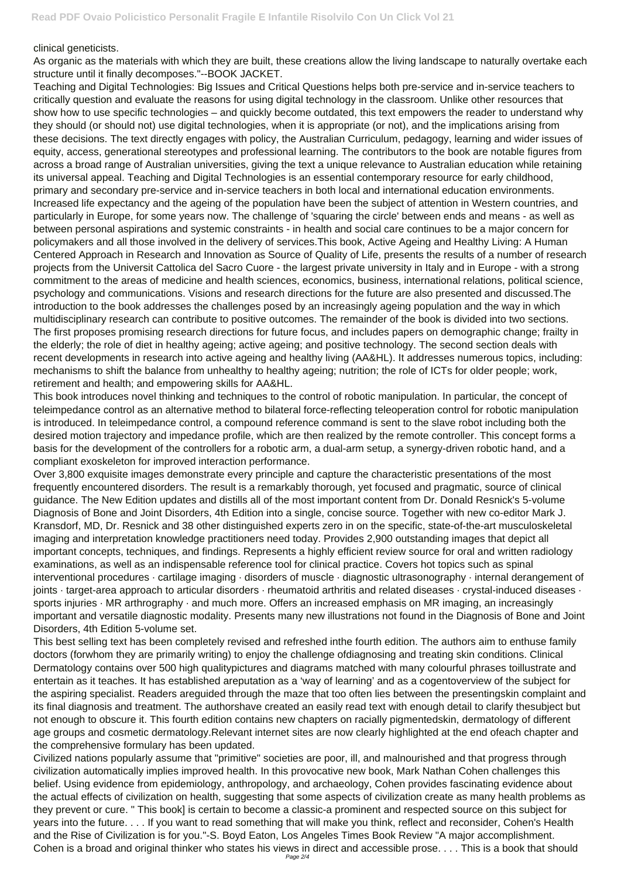clinical geneticists.

As organic as the materials with which they are built, these creations allow the living landscape to naturally overtake each structure until it finally decomposes."--BOOK JACKET.

Teaching and Digital Technologies: Big Issues and Critical Questions helps both pre-service and in-service teachers to critically question and evaluate the reasons for using digital technology in the classroom. Unlike other resources that show how to use specific technologies – and quickly become outdated, this text empowers the reader to understand why they should (or should not) use digital technologies, when it is appropriate (or not), and the implications arising from these decisions. The text directly engages with policy, the Australian Curriculum, pedagogy, learning and wider issues of equity, access, generational stereotypes and professional learning. The contributors to the book are notable figures from across a broad range of Australian universities, giving the text a unique relevance to Australian education while retaining its universal appeal. Teaching and Digital Technologies is an essential contemporary resource for early childhood, primary and secondary pre-service and in-service teachers in both local and international education environments.

Increased life expectancy and the ageing of the population have been the subject of attention in Western countries, and particularly in Europe, for some years now. The challenge of 'squaring the circle' between ends and means - as well as between personal aspirations and systemic constraints - in health and social care continues to be a major concern for policymakers and all those involved in the delivery of services.This book, Active Ageing and Healthy Living: A Human Centered Approach in Research and Innovation as Source of Quality of Life, presents the results of a number of research projects from the Universit Cattolica del Sacro Cuore - the largest private university in Italy and in Europe - with a strong commitment to the areas of medicine and health sciences, economics, business, international relations, political science, psychology and communications. Visions and research directions for the future are also presented and discussed.The introduction to the book addresses the challenges posed by an increasingly ageing population and the way in which multidisciplinary research can contribute to positive outcomes. The remainder of the book is divided into two sections. The first proposes promising research directions for future focus, and includes papers on demographic change; frailty in the elderly; the role of diet in healthy ageing; active ageing; and positive technology. The second section deals with recent developments in research into active ageing and healthy living (AA&HL). It addresses numerous topics, including: mechanisms to shift the balance from unhealthy to healthy ageing; nutrition; the role of ICTs for older people; work, retirement and health; and empowering skills for AA&HL.

This book introduces novel thinking and techniques to the control of robotic manipulation. In particular, the concept of teleimpedance control as an alternative method to bilateral force-reflecting teleoperation control for robotic manipulation is introduced. In teleimpedance control, a compound reference command is sent to the slave robot including both the desired motion trajectory and impedance profile, which are then realized by the remote controller. This concept forms a basis for the development of the controllers for a robotic arm, a dual-arm setup, a synergy-driven robotic hand, and a compliant exoskeleton for improved interaction performance.

Over 3,800 exquisite images demonstrate every principle and capture the characteristic presentations of the most frequently encountered disorders. The result is a remarkably thorough, yet focused and pragmatic, source of clinical guidance. The New Edition updates and distills all of the most important content from Dr. Donald Resnick's 5-volume Diagnosis of Bone and Joint Disorders, 4th Edition into a single, concise source. Together with new co-editor Mark J. Kransdorf, MD, Dr. Resnick and 38 other distinguished experts zero in on the specific, state-of-the-art musculoskeletal imaging and interpretation knowledge practitioners need today. Provides 2,900 outstanding images that depict all important concepts, techniques, and findings. Represents a highly efficient review source for oral and written radiology examinations, as well as an indispensable reference tool for clinical practice. Covers hot topics such as spinal interventional procedures · cartilage imaging · disorders of muscle · diagnostic ultrasonography · internal derangement of joints · target-area approach to articular disorders · rheumatoid arthritis and related diseases · crystal-induced diseases · sports injuries · MR arthrography · and much more. Offers an increased emphasis on MR imaging, an increasingly important and versatile diagnostic modality. Presents many new illustrations not found in the Diagnosis of Bone and Joint Disorders, 4th Edition 5-volume set.

This best selling text has been completely revised and refreshed inthe fourth edition. The authors aim to enthuse family doctors (forwhom they are primarily writing) to enjoy the challenge ofdiagnosing and treating skin conditions. Clinical Dermatology contains over 500 high qualitypictures and diagrams matched with many colourful phrases toillustrate and entertain as it teaches. It has established areputation as a 'way of learning' and as a cogentoverview of the subject for the aspiring specialist. Readers areguided through the maze that too often lies between the presentingskin complaint and its final diagnosis and treatment. The authorshave created an easily read text with enough detail to clarify thesubject but not enough to obscure it. This fourth edition contains new chapters on racially pigmentedskin, dermatology of different age groups and cosmetic dermatology.Relevant internet sites are now clearly highlighted at the end ofeach chapter and the comprehensive formulary has been updated.

Civilized nations popularly assume that "primitive" societies are poor, ill, and malnourished and that progress through civilization automatically implies improved health. In this provocative new book, Mark Nathan Cohen challenges this belief. Using evidence from epidemiology, anthropology, and archaeology, Cohen provides fascinating evidence about the actual effects of civilization on health, suggesting that some aspects of civilization create as many health problems as they prevent or cure. " This book] is certain to become a classic-a prominent and respected source on this subject for years into the future. . . . If you want to read something that will make you think, reflect and reconsider, Cohen's Health and the Rise of Civilization is for you."-S. Boyd Eaton, Los Angeles Times Book Review "A major accomplishment. Cohen is a broad and original thinker who states his views in direct and accessible prose. . . . This is a book that should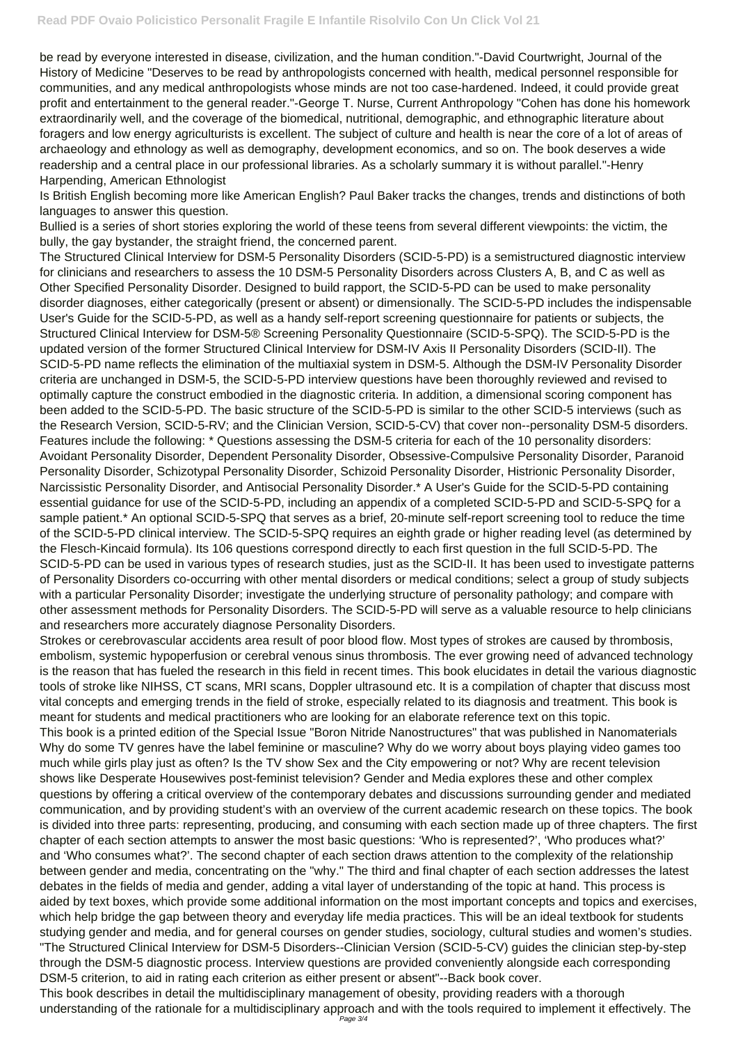be read by everyone interested in disease, civilization, and the human condition."-David Courtwright, Journal of the History of Medicine "Deserves to be read by anthropologists concerned with health, medical personnel responsible for communities, and any medical anthropologists whose minds are not too case-hardened. Indeed, it could provide great profit and entertainment to the general reader."-George T. Nurse, Current Anthropology "Cohen has done his homework extraordinarily well, and the coverage of the biomedical, nutritional, demographic, and ethnographic literature about foragers and low energy agriculturists is excellent. The subject of culture and health is near the core of a lot of areas of archaeology and ethnology as well as demography, development economics, and so on. The book deserves a wide readership and a central place in our professional libraries. As a scholarly summary it is without parallel."-Henry Harpending, American Ethnologist

Is British English becoming more like American English? Paul Baker tracks the changes, trends and distinctions of both languages to answer this question.

Bullied is a series of short stories exploring the world of these teens from several different viewpoints: the victim, the bully, the gay bystander, the straight friend, the concerned parent.

The Structured Clinical Interview for DSM-5 Personality Disorders (SCID-5-PD) is a semistructured diagnostic interview for clinicians and researchers to assess the 10 DSM-5 Personality Disorders across Clusters A, B, and C as well as Other Specified Personality Disorder. Designed to build rapport, the SCID-5-PD can be used to make personality disorder diagnoses, either categorically (present or absent) or dimensionally. The SCID-5-PD includes the indispensable User's Guide for the SCID-5-PD, as well as a handy self-report screening questionnaire for patients or subjects, the Structured Clinical Interview for DSM-5® Screening Personality Questionnaire (SCID-5-SPQ). The SCID-5-PD is the updated version of the former Structured Clinical Interview for DSM-IV Axis II Personality Disorders (SCID-II). The SCID-5-PD name reflects the elimination of the multiaxial system in DSM-5. Although the DSM-IV Personality Disorder criteria are unchanged in DSM-5, the SCID-5-PD interview questions have been thoroughly reviewed and revised to optimally capture the construct embodied in the diagnostic criteria. In addition, a dimensional scoring component has been added to the SCID-5-PD. The basic structure of the SCID-5-PD is similar to the other SCID-5 interviews (such as the Research Version, SCID-5-RV; and the Clinician Version, SCID-5-CV) that cover non--personality DSM-5 disorders. Features include the following: * Questions assessing the DSM-5 criteria for each of the 10 personality disorders: Avoidant Personality Disorder, Dependent Personality Disorder, Obsessive-Compulsive Personality Disorder, Paranoid Personality Disorder, Schizotypal Personality Disorder, Schizoid Personality Disorder, Histrionic Personality Disorder, Narcissistic Personality Disorder, and Antisocial Personality Disorder.* A User's Guide for the SCID-5-PD containing essential guidance for use of the SCID-5-PD, including an appendix of a completed SCID-5-PD and SCID-5-SPQ for a sample patient.* An optional SCID-5-SPQ that serves as a brief, 20-minute self-report screening tool to reduce the time of the SCID-5-PD clinical interview. The SCID-5-SPQ requires an eighth grade or higher reading level (as determined by the Flesch-Kincaid formula). Its 106 questions correspond directly to each first question in the full SCID-5-PD. The SCID-5-PD can be used in various types of research studies, just as the SCID-II. It has been used to investigate patterns of Personality Disorders co-occurring with other mental disorders or medical conditions; select a group of study subjects with a particular Personality Disorder; investigate the underlying structure of personality pathology; and compare with other assessment methods for Personality Disorders. The SCID-5-PD will serve as a valuable resource to help clinicians and researchers more accurately diagnose Personality Disorders.

Strokes or cerebrovascular accidents area result of poor blood flow. Most types of strokes are caused by thrombosis, embolism, systemic hypoperfusion or cerebral venous sinus thrombosis. The ever growing need of advanced technology is the reason that has fueled the research in this field in recent times. This book elucidates in detail the various diagnostic tools of stroke like NIHSS, CT scans, MRI scans, Doppler ultrasound etc. It is a compilation of chapter that discuss most vital concepts and emerging trends in the field of stroke, especially related to its diagnosis and treatment. This book is meant for students and medical practitioners who are looking for an elaborate reference text on this topic.

This book is a printed edition of the Special Issue "Boron Nitride Nanostructures" that was published in Nanomaterials

Why do some TV genres have the label feminine or masculine? Why do we worry about boys playing video games too much while girls play just as often? Is the TV show Sex and the City empowering or not? Why are recent television shows like Desperate Housewives post-feminist television? Gender and Media explores these and other complex questions by offering a critical overview of the contemporary debates and discussions surrounding gender and mediated communication, and by providing student's with an overview of the current academic research on these topics. The book is divided into three parts: representing, producing, and consuming with each section made up of three chapters. The first chapter of each section attempts to answer the most basic questions: 'Who is represented?', 'Who produces what?' and 'Who consumes what?'. The second chapter of each section draws attention to the complexity of the relationship between gender and media, concentrating on the "why." The third and final chapter of each section addresses the latest debates in the fields of media and gender, adding a vital layer of understanding of the topic at hand. This process is aided by text boxes, which provide some additional information on the most important concepts and topics and exercises, which help bridge the gap between theory and everyday life media practices. This will be an ideal textbook for students studying gender and media, and for general courses on gender studies, sociology, cultural studies and women's studies.

"The Structured Clinical Interview for DSM-5 Disorders--Clinician Version (SCID-5-CV) guides the clinician step-by-step through the DSM-5 diagnostic process. Interview questions are provided conveniently alongside each corresponding DSM-5 criterion, to aid in rating each criterion as either present or absent"--Back book cover.

This book describes in detail the multidisciplinary management of obesity, providing readers with a thorough understanding of the rationale for a multidisciplinary approach and with the tools required to implement it effectively. The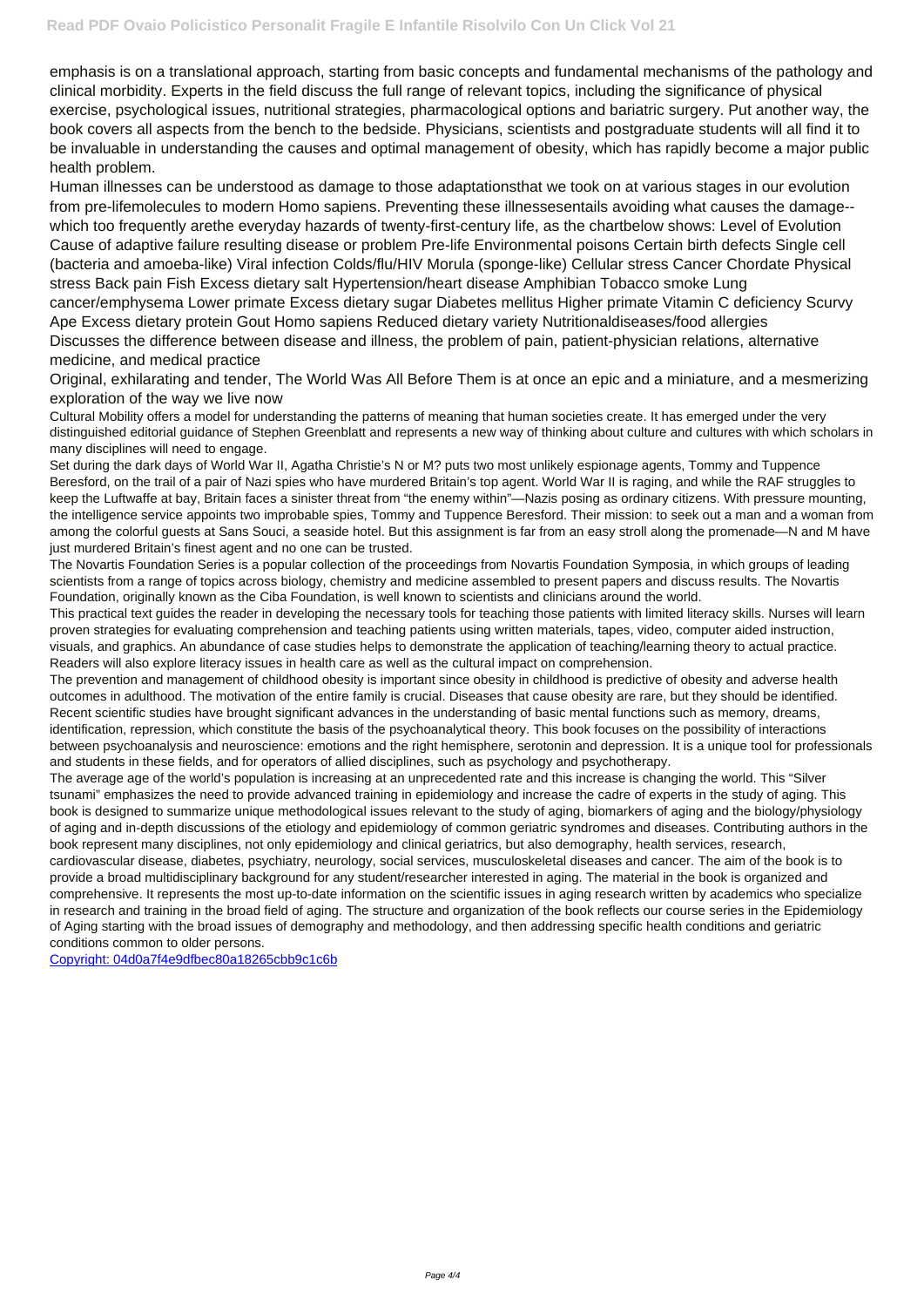emphasis is on a translational approach, starting from basic concepts and fundamental mechanisms of the pathology and clinical morbidity. Experts in the field discuss the full range of relevant topics, including the significance of physical exercise, psychological issues, nutritional strategies, pharmacological options and bariatric surgery. Put another way, the book covers all aspects from the bench to the bedside. Physicians, scientists and postgraduate students will all find it to be invaluable in understanding the causes and optimal management of obesity, which has rapidly become a major public health problem.

Human illnesses can be understood as damage to those adaptationsthat we took on at various stages in our evolution from pre-lifemolecules to modern Homo sapiens. Preventing these illnessesentails avoiding what causes the damage--which too frequently arethe everyday hazards of twenty-first-century life, as the chartbelow shows: Level of Evolution Cause of adaptive failure resulting disease or problem Pre-life Environmental poisons Certain birth defects Single cell (bacteria and amoeba-like) Viral infection Colds/flu/HIV Morula (sponge-like) Cellular stress Cancer Chordate Physical stress Back pain Fish Excess dietary salt Hypertension/heart disease Amphibian Tobacco smoke Lung cancer/emphysema Lower primate Excess dietary sugar Diabetes mellitus Higher primate Vitamin C deficiency Scurvy Ape Excess dietary protein Gout Homo sapiens Reduced dietary variety Nutritionaldiseases/food allergies

Discusses the difference between disease and illness, the problem of pain, patient-physician relations, alternative medicine, and medical practice

Original, exhilarating and tender, The World Was All Before Them is at once an epic and a miniature, and a mesmerizing exploration of the way we live now

Cultural Mobility offers a model for understanding the patterns of meaning that human societies create. It has emerged under the very distinguished editorial guidance of Stephen Greenblatt and represents a new way of thinking about culture and cultures with which scholars in many disciplines will need to engage.

Set during the dark days of World War II, Agatha Christie's N or M? puts two most unlikely espionage agents, Tommy and Tuppence Beresford, on the trail of a pair of Nazi spies who have murdered Britain's top agent. World War II is raging, and while the RAF struggles to keep the Luftwaffe at bay, Britain faces a sinister threat from "the enemy within"—Nazis posing as ordinary citizens. With pressure mounting, the intelligence service appoints two improbable spies, Tommy and Tuppence Beresford. Their mission: to seek out a man and a woman from among the colorful guests at Sans Souci, a seaside hotel. But this assignment is far from an easy stroll along the promenade—N and M have just murdered Britain's finest agent and no one can be trusted.

The Novartis Foundation Series is a popular collection of the proceedings from Novartis Foundation Symposia, in which groups of leading scientists from a range of topics across biology, chemistry and medicine assembled to present papers and discuss results. The Novartis Foundation, originally known as the Ciba Foundation, is well known to scientists and clinicians around the world.

This practical text guides the reader in developing the necessary tools for teaching those patients with limited literacy skills. Nurses will learn proven strategies for evaluating comprehension and teaching patients using written materials, tapes, video, computer aided instruction, visuals, and graphics. An abundance of case studies helps to demonstrate the application of teaching/learning theory to actual practice. Readers will also explore literacy issues in health care as well as the cultural impact on comprehension.

The prevention and management of childhood obesity is important since obesity in childhood is predictive of obesity and adverse health outcomes in adulthood. The motivation of the entire family is crucial. Diseases that cause obesity are rare, but they should be identified.

Recent scientific studies have brought significant advances in the understanding of basic mental functions such as memory, dreams, identification, repression, which constitute the basis of the psychoanalytical theory. This book focuses on the possibility of interactions between psychoanalysis and neuroscience: emotions and the right hemisphere, serotonin and depression. It is a unique tool for professionals and students in these fields, and for operators of allied disciplines, such as psychology and psychotherapy.

The average age of the world's population is increasing at an unprecedented rate and this increase is changing the world. This "Silver tsunami" emphasizes the need to provide advanced training in epidemiology and increase the cadre of experts in the study of aging. This book is designed to summarize unique methodological issues relevant to the study of aging, biomarkers of aging and the biology/physiology of aging and in-depth discussions of the etiology and epidemiology of common geriatric syndromes and diseases. Contributing authors in the book represent many disciplines, not only epidemiology and clinical geriatrics, but also demography, health services, research, cardiovascular disease, diabetes, psychiatry, neurology, social services, musculoskeletal diseases and cancer. The aim of the book is to provide a broad multidisciplinary background for any student/researcher interested in aging. The material in the book is organized and comprehensive. It represents the most up-to-date information on the scientific issues in aging research written by academics who specialize in research and training in the broad field of aging. The structure and organization of the book reflects our course series in the Epidemiology of Aging starting with the broad issues of demography and methodology, and then addressing specific health conditions and geriatric conditions common to older persons.

Copyright: 04d0a7f4e9dfbec80a18265cbb9c1c6b